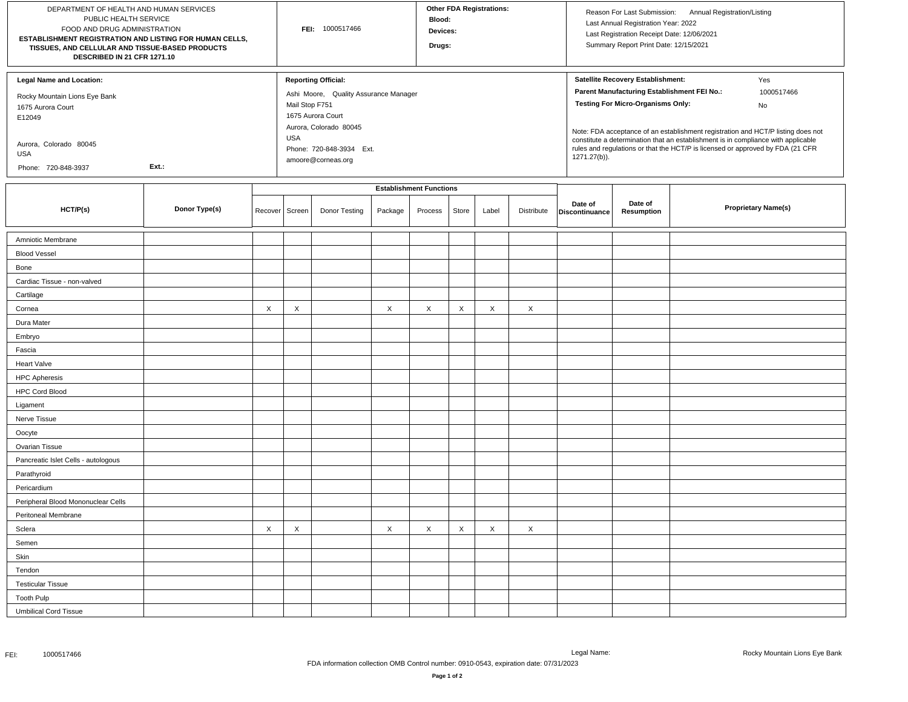DEPARTMENT OF HEALTH AND HUMAN SERVICES
PUBLIC HEALTH SERVICE
FOOD AND DRUG ADMINISTRATION
**ESTABLISHMENT REGISTRATION AND LISTING FOR HUMAN CELLS, TISSUES, AND CELLULAR AND TISSUE-BASED PRODUCTS DESCRIBED IN 21 CFR 1271.10**

**FEI:** 1000517466

**Other FDA Registrations:**
**Blood:**
**Devices:**
**Drugs:**

Reason For Last Submission: Annual Registration/Listing
Last Annual Registration Year: 2022
Last Registration Receipt Date: 12/06/2021
Summary Report Print Date: 12/15/2021

**Legal Name and Location:**

Rocky Mountain Lions Eye Bank
1675 Aurora Court
E12049

Aurora, Colorado 80045
USA
Phone: 720-848-3937 **Ext.:**

**Reporting Official:**

Ashi Moore, Quality Assurance Manager
Mail Stop F751
1675 Aurora Court
Aurora, Colorado 80045
USA
Phone: 720-848-3934 Ext.
amoore@corneas.org

**Satellite Recovery Establishment:** Yes
**Parent Manufacturing Establishment FEI No.:** 1000517466
**Testing For Micro-Organisms Only:** No

Note: FDA acceptance of an establishment registration and HCT/P listing does not constitute a determination that an establishment is in compliance with applicable rules and regulations or that the HCT/P is licensed or approved by FDA (21 CFR 1271.27(b)).

| HCT/P(s) | Donor Type(s) | Establishment Functions | | | | | | | | Date of Discontinuance | Date of Resumption | Proprietary Name(s) |
|---|---|---|---|---|---|---|---|---|---|---|---|---|
| | | Recover | Screen | Donor Testing | Package | Process | Store | Label | Distribute | | | |
| Amniotic Membrane | | | | | | | | | | | | |
| Blood Vessel | | | | | | | | | | | | |
| Bone | | | | | | | | | | | | |
| Cardiac Tissue - non-valved | | | | | | | | | | | | |
| Cartilage | | | | | | | | | | | | |
| Cornea | | X | X | | X | X | X | X | X | | | |
| Dura Mater | | | | | | | | | | | | |
| Embryo | | | | | | | | | | | | |
| Fascia | | | | | | | | | | | | |
| Heart Valve | | | | | | | | | | | | |
| HPC Apheresis | | | | | | | | | | | | |
| HPC Cord Blood | | | | | | | | | | | | |
| Ligament | | | | | | | | | | | | |
| Nerve Tissue | | | | | | | | | | | | |
| Oocyte | | | | | | | | | | | | |
| Ovarian Tissue | | | | | | | | | | | | |
| Pancreatic Islet Cells - autologous | | | | | | | | | | | | |
| Parathyroid | | | | | | | | | | | | |
| Pericardium | | | | | | | | | | | | |
| Peripheral Blood Mononuclear Cells | | | | | | | | | | | | |
| Peritoneal Membrane | | | | | | | | | | | | |
| Sclera | | X | X | | X | X | X | X | X | | | |
| Semen | | | | | | | | | | | | |
| Skin | | | | | | | | | | | | |
| Tendon | | | | | | | | | | | | |
| Testicular Tissue | | | | | | | | | | | | |
| Tooth Pulp | | | | | | | | | | | | |
| Umbilical Cord Tissue | | | | | | | | | | | | |

FEI: 1000517466 Legal Name: Rocky Mountain Lions Eye Bank

FDA information collection OMB Control number: 0910-0543, expiration date: 07/31/2023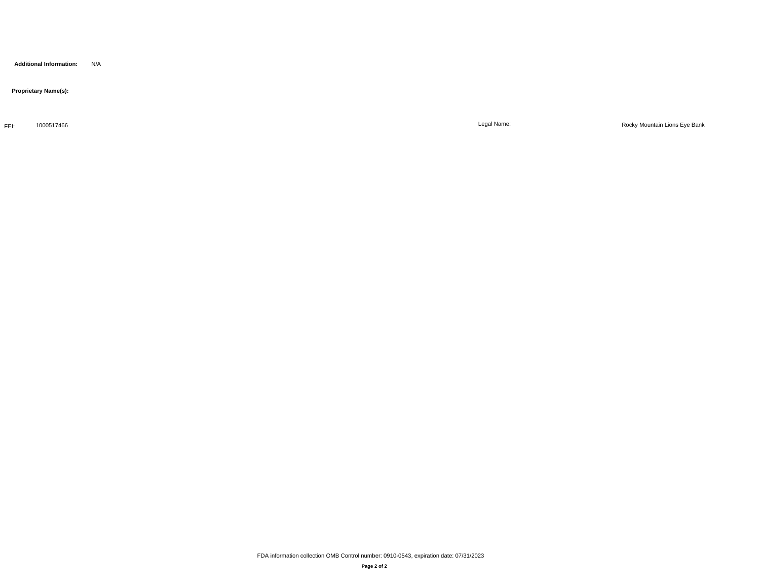**Additional Information:** N/A

**Proprietary Name(s):**

FEI: 1000517466

Legal Name: Rocky Mountain Lions Eye Bank

FDA information collection OMB Control number: 0910-0543, expiration date: 07/31/2023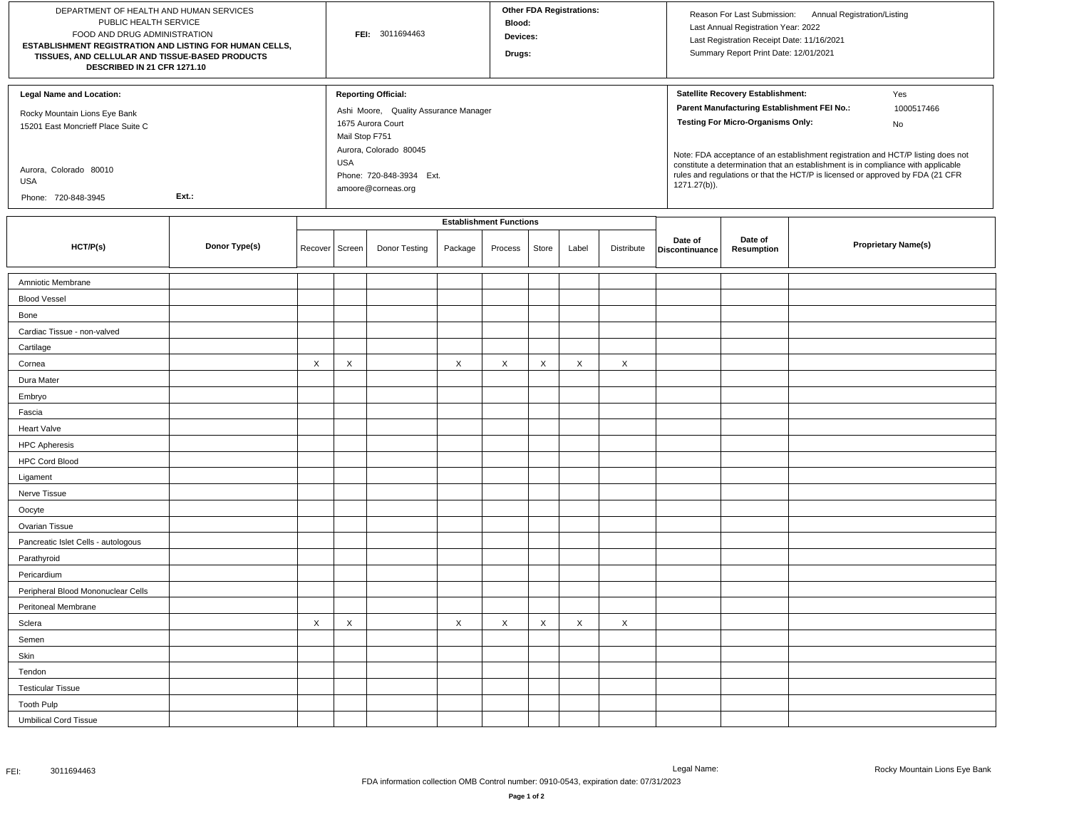| DEPARTMENT OF HEALTH AND HUMAN SERVICES<br>PUBLIC HEALTH SERVICE<br>FOOD AND DRUG ADMINISTRATION<br>**ESTABLISHMENT REGISTRATION AND LISTING FOR HUMAN CELLS, TISSUES, AND CELLULAR AND TISSUE-BASED PRODUCTS DESCRIBED IN 21 CFR 1271.10** | **FEI:** 3011694463 | **Other FDA Registrations:**<br>**Blood:**<br>**Devices:**<br>**Drugs:** | Reason For Last Submission: Annual Registration/Listing<br>Last Annual Registration Year: 2022<br>Last Registration Receipt Date: 11/16/2021<br>Summary Report Print Date: 12/01/2021 |
|---|---|---|---|

| **Legal Name and Location:** | **Reporting Official:** | |
|---|---|---|
| Rocky Mountain Lions Eye Bank<br>15201 East Moncrieff Place Suite C<br><br>Aurora, Colorado 80010<br>USA<br>Phone: 720-848-3945 Ext.: | Ashi Moore, Quality Assurance Manager<br>1675 Aurora Court<br>Mail Stop F751<br>Aurora, Colorado 80045<br>USA<br>Phone: 720-848-3934 Ext.<br>amoore@corneas.org | **Satellite Recovery Establishment:** Yes<br>**Parent Manufacturing Establishment FEI No.:** 1000517466<br>**Testing For Micro-Organisms Only:** No<br><br>Note: FDA acceptance of an establishment registration and HCT/P listing does not constitute a determination that an establishment is in compliance with applicable rules and regulations or that the HCT/P is licensed or approved by FDA (21 CFR 1271.27(b)). |

| HCT/P(s) | Donor Type(s) | Establishment Functions | | | | | | | | Date of Discontinuance | Date of Resumption | Proprietary Name(s) |
|---|---|---|---|---|---|---|---|---|---|---|---|---|
| | | Recover | Screen | Donor Testing | Package | Process | Store | Label | Distribute | | | |
| Amniotic Membrane | | | | | | | | | | | | |
| Blood Vessel | | | | | | | | | | | | |
| Bone | | | | | | | | | | | | |
| Cardiac Tissue - non-valved | | | | | | | | | | | | |
| Cartilage | | | | | | | | | | | | |
| Cornea | | X | X | | X | X | X | X | X | | | |
| Dura Mater | | | | | | | | | | | | |
| Embryo | | | | | | | | | | | | |
| Fascia | | | | | | | | | | | | |
| Heart Valve | | | | | | | | | | | | |
| HPC Apheresis | | | | | | | | | | | | |
| HPC Cord Blood | | | | | | | | | | | | |
| Ligament | | | | | | | | | | | | |
| Nerve Tissue | | | | | | | | | | | | |
| Oocyte | | | | | | | | | | | | |
| Ovarian Tissue | | | | | | | | | | | | |
| Pancreatic Islet Cells - autologous | | | | | | | | | | | | |
| Parathyroid | | | | | | | | | | | | |
| Pericardium | | | | | | | | | | | | |
| Peripheral Blood Mononuclear Cells | | | | | | | | | | | | |
| Peritoneal Membrane | | | | | | | | | | | | |
| Sclera | | X | X | | X | X | X | X | X | | | |
| Semen | | | | | | | | | | | | |
| Skin | | | | | | | | | | | | |
| Tendon | | | | | | | | | | | | |
| Testicular Tissue | | | | | | | | | | | | |
| Tooth Pulp | | | | | | | | | | | | |
| Umbilical Cord Tissue | | | | | | | | | | | | |

FEI: 3011694463 Legal Name: Rocky Mountain Lions Eye Bank

FDA information collection OMB Control number: 0910-0543, expiration date: 07/31/2023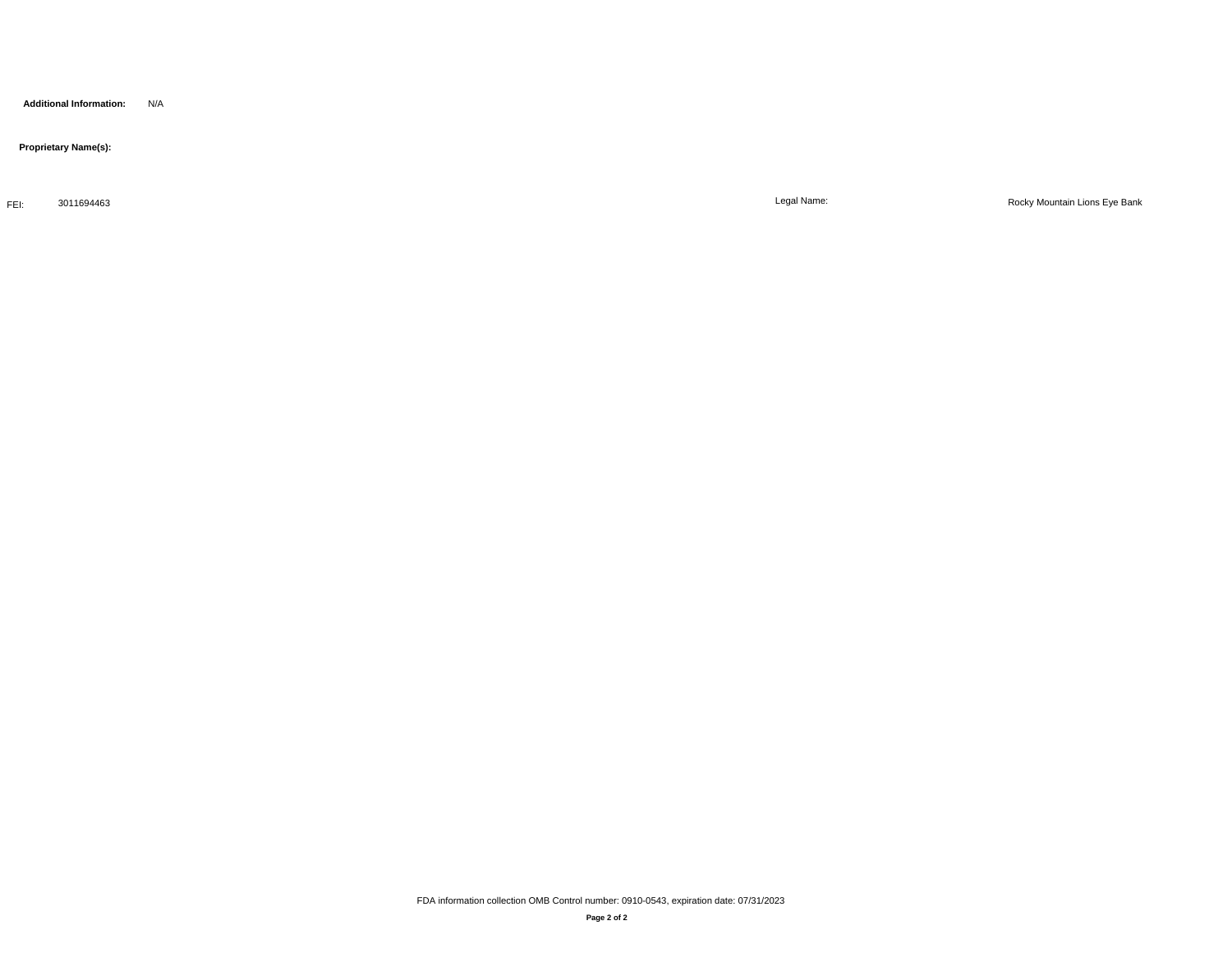**Additional Information:** N/A

**Proprietary Name(s):**

FEI: 3011694463

Legal Name: Rocky Mountain Lions Eye Bank

FDA information collection OMB Control number: 0910-0543, expiration date: 07/31/2023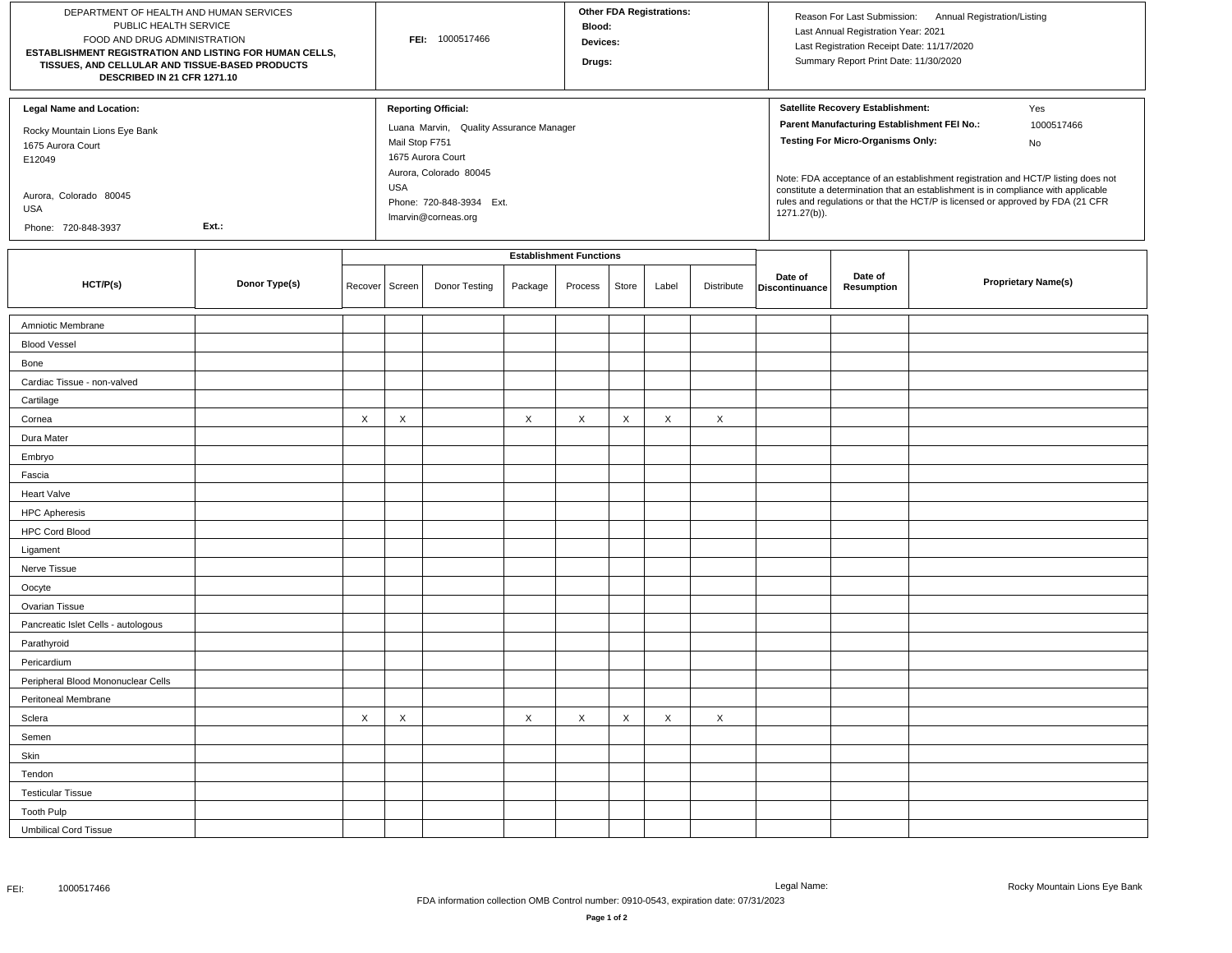| DEPARTMENT OF HEALTH AND HUMAN SERVICES<br>PUBLIC HEALTH SERVICE<br>FOOD AND DRUG ADMINISTRATION<br>**ESTABLISHMENT REGISTRATION AND LISTING FOR HUMAN CELLS, TISSUES, AND CELLULAR AND TISSUE-BASED PRODUCTS DESCRIBED IN 21 CFR 1271.10** | **FEI:** 1000517466 | **Other FDA Registrations:**<br>**Blood:**<br>**Devices:**<br>**Drugs:** | Reason For Last Submission: Annual Registration/Listing<br>Last Annual Registration Year: 2021<br>Last Registration Receipt Date: 11/17/2020<br>Summary Report Print Date: 11/30/2020 |
|---|---|---|---|

| **Legal Name and Location:** | **Reporting Official:** | |
|---|---|---|
| Rocky Mountain Lions Eye Bank<br>1675 Aurora Court<br>E12049<br><br>Aurora, Colorado 80045<br>USA<br>Phone: 720-848-3937 **Ext.:** | Luana Marvin, Quality Assurance Manager<br>Mail Stop F751<br>1675 Aurora Court<br>Aurora, Colorado 80045<br>USA<br>Phone: 720-848-3934 Ext.<br>lmarvin@corneas.org | **Satellite Recovery Establishment:** Yes<br>**Parent Manufacturing Establishment FEI No.:** 1000517466<br>**Testing For Micro-Organisms Only:** No<br><br>Note: FDA acceptance of an establishment registration and HCT/P listing does not constitute a determination that an establishment is in compliance with applicable rules and regulations or that the HCT/P is licensed or approved by FDA (21 CFR 1271.27(b)). |

| HCT/P(s) | Donor Type(s) | Establishment Functions | | | | | | | | Date of Discontinuance | Date of Resumption | Proprietary Name(s) |
|---|---|---|---|---|---|---|---|---|---|---|---|---|
| | | Recover | Screen | Donor Testing | Package | Process | Store | Label | Distribute | | | |
| Amniotic Membrane | | | | | | | | | | | | |
| Blood Vessel | | | | | | | | | | | | |
| Bone | | | | | | | | | | | | |
| Cardiac Tissue - non-valved | | | | | | | | | | | | |
| Cartilage | | | | | | | | | | | | |
| Cornea | | X | X | | X | X | X | X | X | | | |
| Dura Mater | | | | | | | | | | | | |
| Embryo | | | | | | | | | | | | |
| Fascia | | | | | | | | | | | | |
| Heart Valve | | | | | | | | | | | | |
| HPC Apheresis | | | | | | | | | | | | |
| HPC Cord Blood | | | | | | | | | | | | |
| Ligament | | | | | | | | | | | | |
| Nerve Tissue | | | | | | | | | | | | |
| Oocyte | | | | | | | | | | | | |
| Ovarian Tissue | | | | | | | | | | | | |
| Pancreatic Islet Cells - autologous | | | | | | | | | | | | |
| Parathyroid | | | | | | | | | | | | |
| Pericardium | | | | | | | | | | | | |
| Peripheral Blood Mononuclear Cells | | | | | | | | | | | | |
| Peritoneal Membrane | | | | | | | | | | | | |
| Sclera | | X | X | | X | X | X | X | X | | | |
| Semen | | | | | | | | | | | | |
| Skin | | | | | | | | | | | | |
| Tendon | | | | | | | | | | | | |
| Testicular Tissue | | | | | | | | | | | | |
| Tooth Pulp | | | | | | | | | | | | |
| Umbilical Cord Tissue | | | | | | | | | | | | |

FEI: 1000517466 Legal Name: Rocky Mountain Lions Eye Bank

FDA information collection OMB Control number: 0910-0543, expiration date: 07/31/2023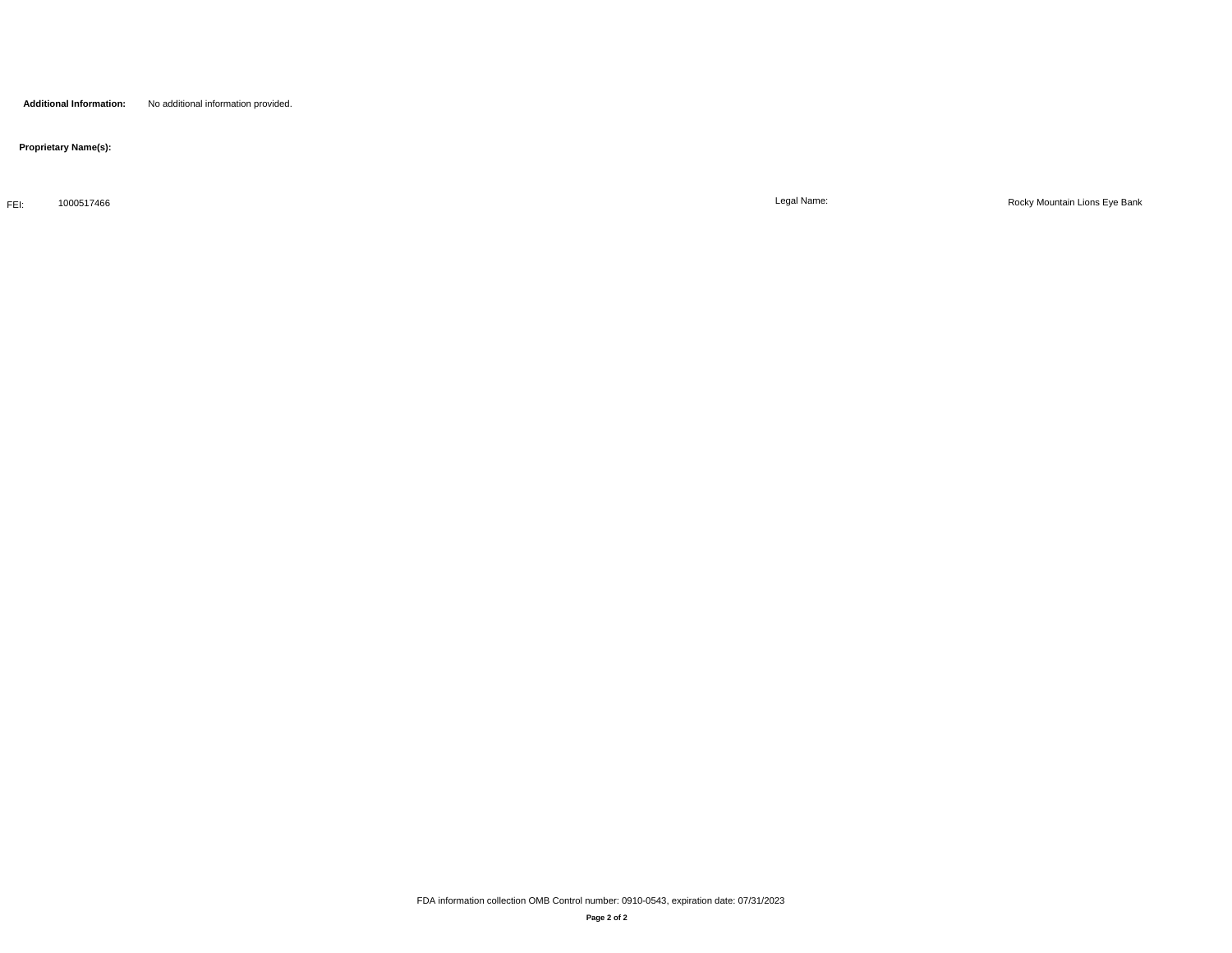**Additional Information:** No additional information provided.

**Proprietary Name(s):**

FEI: 1000517466 Legal Name: Rocky Mountain Lions Eye Bank

FDA information collection OMB Control number: 0910-0543, expiration date: 07/31/2023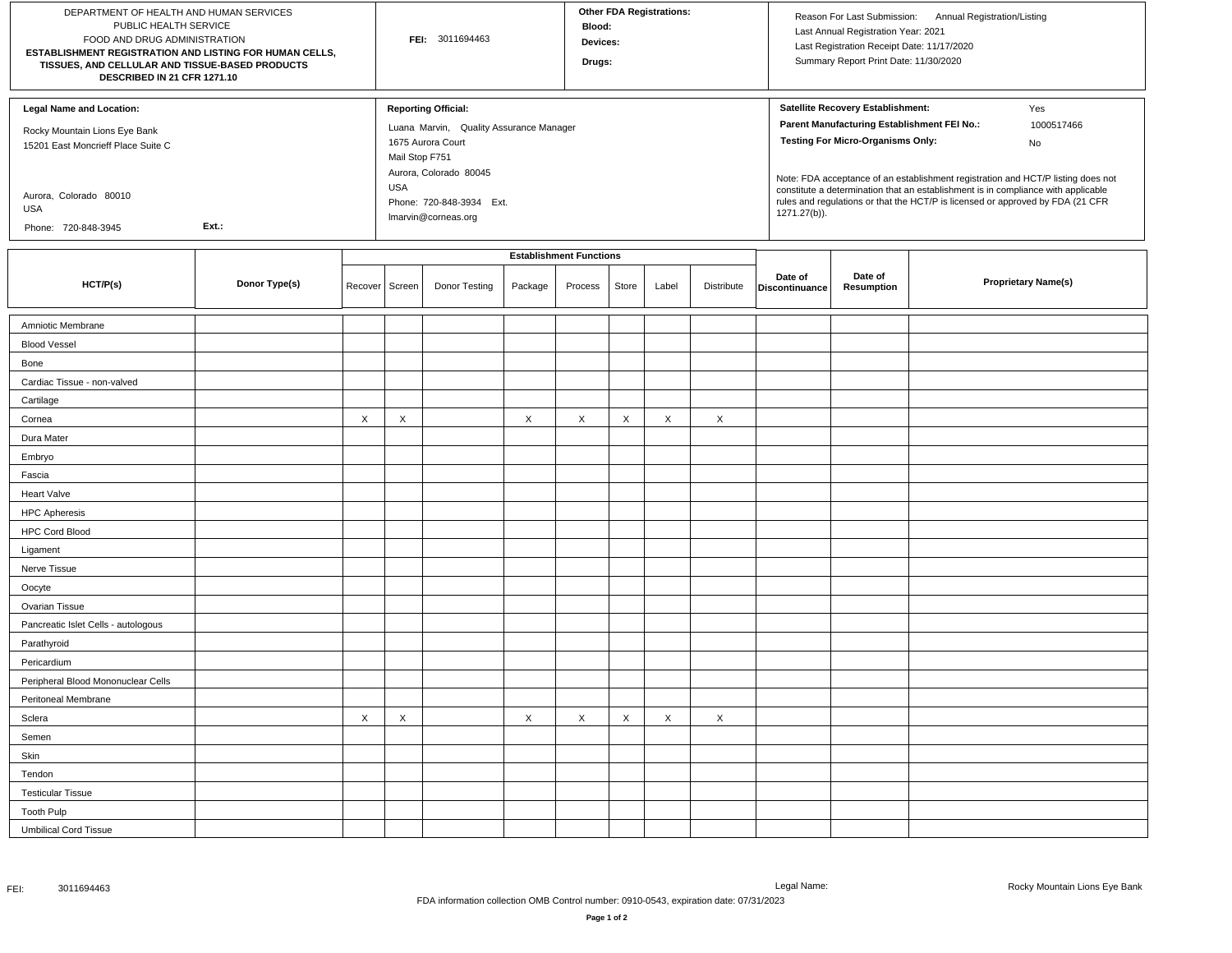DEPARTMENT OF HEALTH AND HUMAN SERVICES
PUBLIC HEALTH SERVICE
FOOD AND DRUG ADMINISTRATION

**ESTABLISHMENT REGISTRATION AND LISTING FOR HUMAN CELLS, TISSUES, AND CELLULAR AND TISSUE-BASED PRODUCTS DESCRIBED IN 21 CFR 1271.10**

**FEI:** 3011694463

**Other FDA Registrations:**
**Blood:**
**Devices:**
**Drugs:**

Reason For Last Submission: Annual Registration/Listing
Last Annual Registration Year: 2021
Last Registration Receipt Date: 11/17/2020
Summary Report Print Date: 11/30/2020

**Legal Name and Location:**

Rocky Mountain Lions Eye Bank
15201 East Moncrieff Place Suite C

Aurora, Colorado 80010
USA

Phone: 720-848-3945 **Ext.:**

**Reporting Official:**

Luana Marvin, Quality Assurance Manager
1675 Aurora Court
Mail Stop F751
Aurora, Colorado 80045
USA
Phone: 720-848-3934 Ext.
lmarvin@corneas.org

**Satellite Recovery Establishment:** Yes
**Parent Manufacturing Establishment FEI No.:** 1000517466
**Testing For Micro-Organisms Only:** No

Note: FDA acceptance of an establishment registration and HCT/P listing does not constitute a determination that an establishment is in compliance with applicable rules and regulations or that the HCT/P is licensed or approved by FDA (21 CFR 1271.27(b)).

| HCT/P(s) | Donor Type(s) | Establishment Functions | | | | | | | | Date of Discontinuance | Date of Resumption | Proprietary Name(s) |
|---|---|---|---|---|---|---|---|---|---|---|---|---|
| | | Recover | Screen | Donor Testing | Package | Process | Store | Label | Distribute | | | |
| Amniotic Membrane | | | | | | | | | | | | |
| Blood Vessel | | | | | | | | | | | | |
| Bone | | | | | | | | | | | | |
| Cardiac Tissue - non-valved | | | | | | | | | | | | |
| Cartilage | | | | | | | | | | | | |
| Cornea | | X | X | | X | X | X | X | X | | | |
| Dura Mater | | | | | | | | | | | | |
| Embryo | | | | | | | | | | | | |
| Fascia | | | | | | | | | | | | |
| Heart Valve | | | | | | | | | | | | |
| HPC Apheresis | | | | | | | | | | | | |
| HPC Cord Blood | | | | | | | | | | | | |
| Ligament | | | | | | | | | | | | |
| Nerve Tissue | | | | | | | | | | | | |
| Oocyte | | | | | | | | | | | | |
| Ovarian Tissue | | | | | | | | | | | | |
| Pancreatic Islet Cells - autologous | | | | | | | | | | | | |
| Parathyroid | | | | | | | | | | | | |
| Pericardium | | | | | | | | | | | | |
| Peripheral Blood Mononuclear Cells | | | | | | | | | | | | |
| Peritoneal Membrane | | | | | | | | | | | | |
| Sclera | | X | X | | X | X | X | X | X | | | |
| Semen | | | | | | | | | | | | |
| Skin | | | | | | | | | | | | |
| Tendon | | | | | | | | | | | | |
| Testicular Tissue | | | | | | | | | | | | |
| Tooth Pulp | | | | | | | | | | | | |
| Umbilical Cord Tissue | | | | | | | | | | | | |

FEI: 3011694463 Legal Name: Rocky Mountain Lions Eye Bank

FDA information collection OMB Control number: 0910-0543, expiration date: 07/31/2023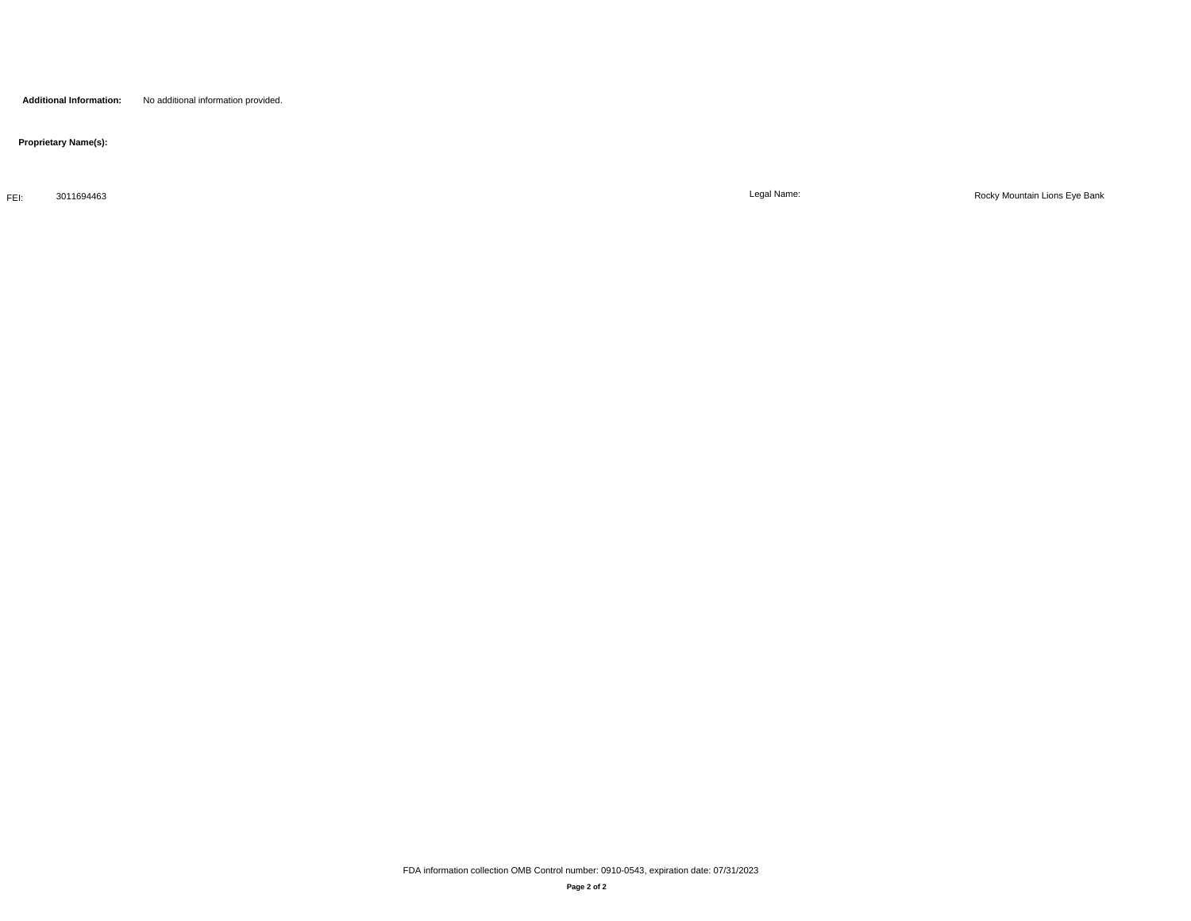**Additional Information:** No additional information provided.

**Proprietary Name(s):**

| FEI: | 3011694463 | Legal Name: | Rocky Mountain Lions Eye Bank |
| --- | --- | --- | --- |

FDA information collection OMB Control number: 0910-0543, expiration date: 07/31/2023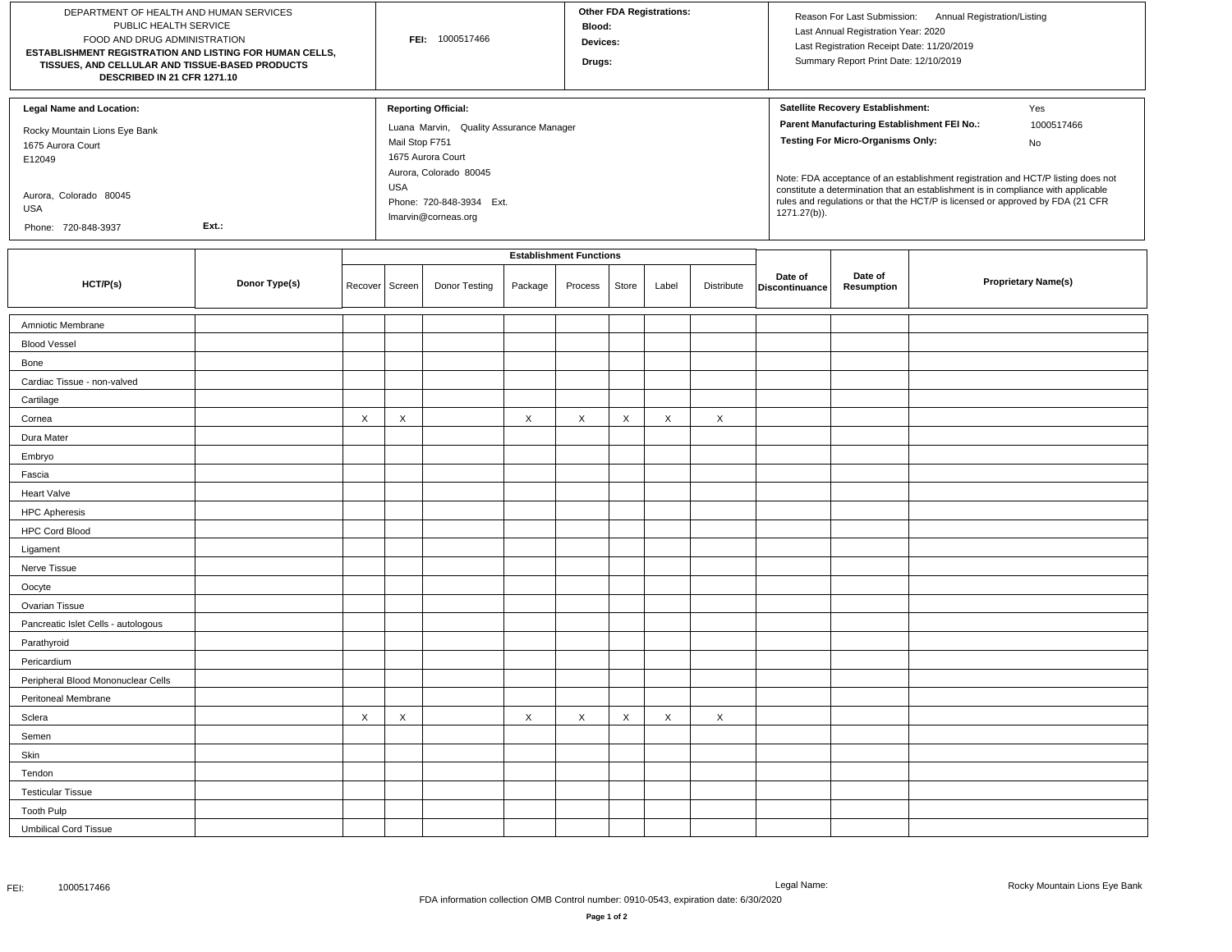DEPARTMENT OF HEALTH AND HUMAN SERVICES
PUBLIC HEALTH SERVICE
FOOD AND DRUG ADMINISTRATION
**ESTABLISHMENT REGISTRATION AND LISTING FOR HUMAN CELLS, TISSUES, AND CELLULAR AND TISSUE-BASED PRODUCTS DESCRIBED IN 21 CFR 1271.10**

**FEI:** 1000517466

**Other FDA Registrations:**
**Blood:**
**Devices:**
**Drugs:**

Reason For Last Submission: Annual Registration/Listing
Last Annual Registration Year: 2020
Last Registration Receipt Date: 11/20/2019
Summary Report Print Date: 12/10/2019

**Legal Name and Location:**

Rocky Mountain Lions Eye Bank
1675 Aurora Court
E12049

Aurora, Colorado 80045
USA

Phone: 720-848-3937 Ext.:

**Reporting Official:**

Luana Marvin, Quality Assurance Manager
Mail Stop F751
1675 Aurora Court
Aurora, Colorado 80045
USA
Phone: 720-848-3934 Ext.
lmarvin@corneas.org

**Satellite Recovery Establishment:** Yes
**Parent Manufacturing Establishment FEI No.:** 1000517466
**Testing For Micro-Organisms Only:** No

Note: FDA acceptance of an establishment registration and HCT/P listing does not constitute a determination that an establishment is in compliance with applicable rules and regulations or that the HCT/P is licensed or approved by FDA (21 CFR 1271.27(b)).

| HCT/P(s) | Donor Type(s) | Establishment Functions | | | | | | | | Date of Discontinuance | Date of Resumption | Proprietary Name(s) |
|---|---|---|---|---|---|---|---|---|---|---|---|---|
| | | Recover | Screen | Donor Testing | Package | Process | Store | Label | Distribute | | | |
| Amniotic Membrane | | | | | | | | | | | | |
| Blood Vessel | | | | | | | | | | | | |
| Bone | | | | | | | | | | | | |
| Cardiac Tissue - non-valved | | | | | | | | | | | | |
| Cartilage | | | | | | | | | | | | |
| Cornea | | X | X | | X | X | X | X | X | | | |
| Dura Mater | | | | | | | | | | | | |
| Embryo | | | | | | | | | | | | |
| Fascia | | | | | | | | | | | | |
| Heart Valve | | | | | | | | | | | | |
| HPC Apheresis | | | | | | | | | | | | |
| HPC Cord Blood | | | | | | | | | | | | |
| Ligament | | | | | | | | | | | | |
| Nerve Tissue | | | | | | | | | | | | |
| Oocyte | | | | | | | | | | | | |
| Ovarian Tissue | | | | | | | | | | | | |
| Pancreatic Islet Cells - autologous | | | | | | | | | | | | |
| Parathyroid | | | | | | | | | | | | |
| Pericardium | | | | | | | | | | | | |
| Peripheral Blood Mononuclear Cells | | | | | | | | | | | | |
| Peritoneal Membrane | | | | | | | | | | | | |
| Sclera | | X | X | | X | X | X | X | X | | | |
| Semen | | | | | | | | | | | | |
| Skin | | | | | | | | | | | | |
| Tendon | | | | | | | | | | | | |
| Testicular Tissue | | | | | | | | | | | | |
| Tooth Pulp | | | | | | | | | | | | |
| Umbilical Cord Tissue | | | | | | | | | | | | |

FEI: 1000517466 Legal Name: Rocky Mountain Lions Eye Bank

FDA information collection OMB Control number: 0910-0543, expiration date: 6/30/2020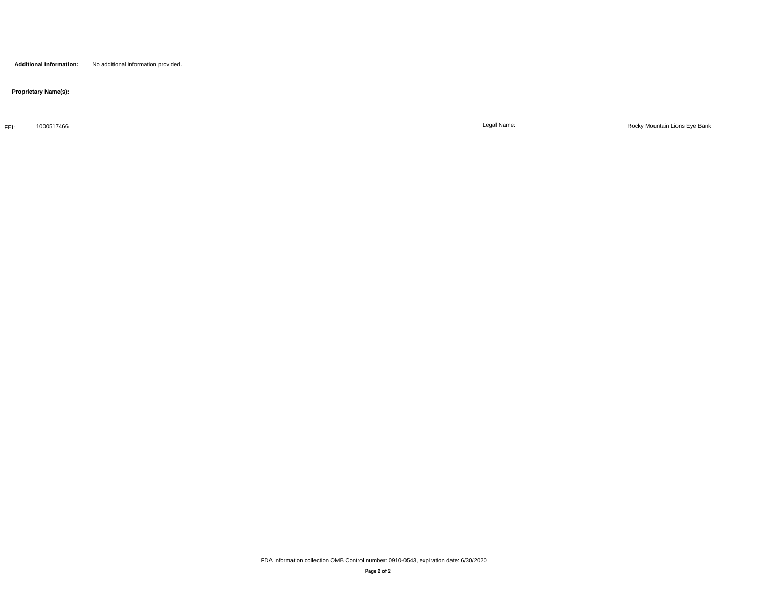**Additional Information:** No additional information provided.

**Proprietary Name(s):**

| FEI: | 1000517466 | Legal Name: | Rocky Mountain Lions Eye Bank |
| --- | --- | --- | --- |

FDA information collection OMB Control number: 0910-0543, expiration date: 6/30/2020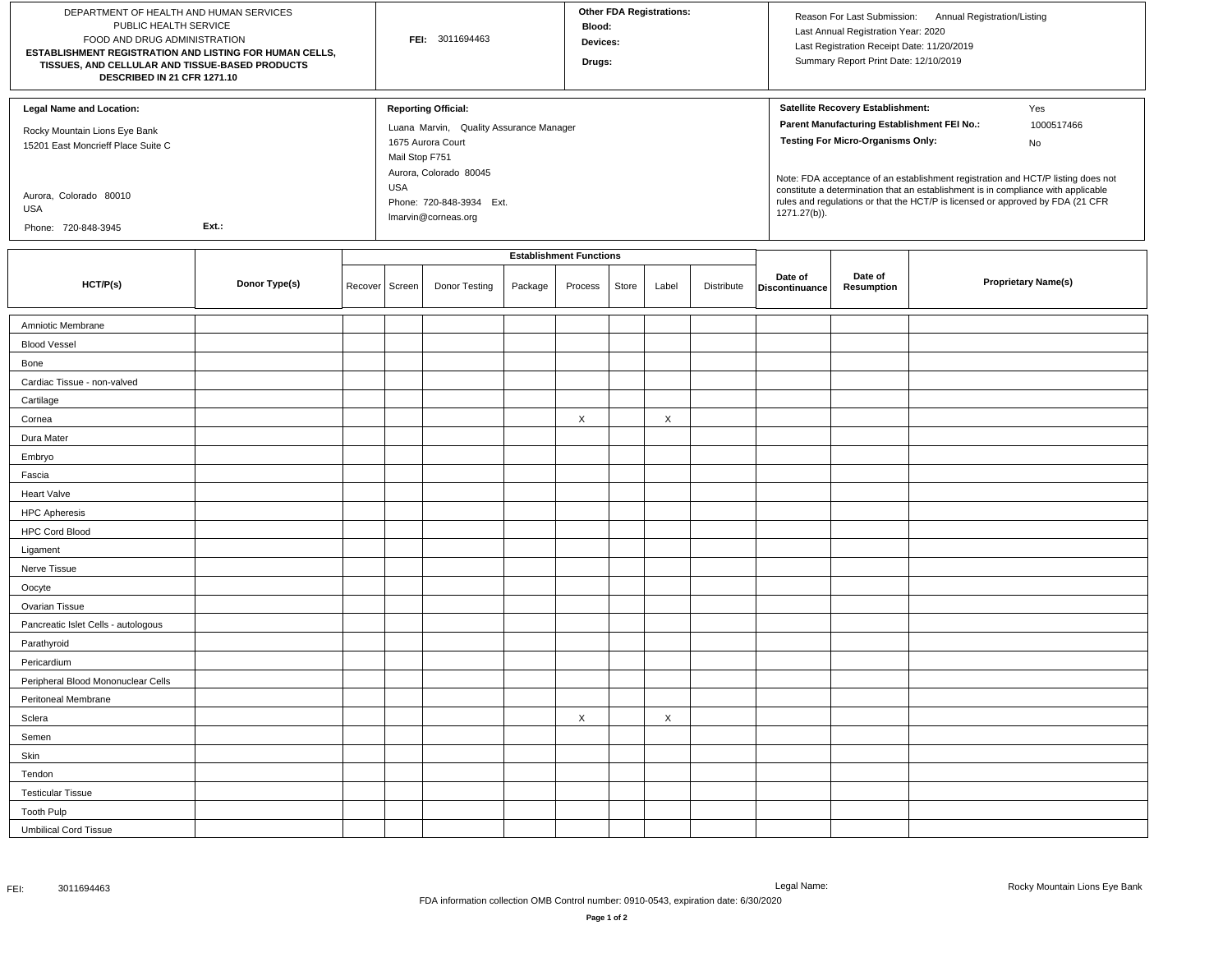DEPARTMENT OF HEALTH AND HUMAN SERVICES
PUBLIC HEALTH SERVICE
FOOD AND DRUG ADMINISTRATION

**ESTABLISHMENT REGISTRATION AND LISTING FOR HUMAN CELLS, TISSUES, AND CELLULAR AND TISSUE-BASED PRODUCTS DESCRIBED IN 21 CFR 1271.10**

**FEI:** 3011694463

**Other FDA Registrations:**
**Blood:**
**Devices:**
**Drugs:**

Reason For Last Submission: Annual Registration/Listing
Last Annual Registration Year: 2020
Last Registration Receipt Date: 11/20/2019
Summary Report Print Date: 12/10/2019

**Legal Name and Location:**

Rocky Mountain Lions Eye Bank
15201 East Moncrieff Place Suite C

Aurora, Colorado 80010
USA
Phone: 720-848-3945 **Ext.:**

**Reporting Official:**

Luana Marvin, Quality Assurance Manager
1675 Aurora Court
Mail Stop F751
Aurora, Colorado 80045
USA
Phone: 720-848-3934 Ext.
lmarvin@corneas.org

**Satellite Recovery Establishment:** Yes
**Parent Manufacturing Establishment FEI No.:** 1000517466
**Testing For Micro-Organisms Only:** No

Note: FDA acceptance of an establishment registration and HCT/P listing does not constitute a determination that an establishment is in compliance with applicable rules and regulations or that the HCT/P is licensed or approved by FDA (21 CFR 1271.27(b)).

| HCT/P(s) | Donor Type(s) | Establishment Functions | | | | | | | | Date of Discontinuance | Date of Resumption | Proprietary Name(s) |
|---|---|---|---|---|---|---|---|---|---|---|---|---|
| | | Recover | Screen | Donor Testing | Package | Process | Store | Label | Distribute | | | |
| Amniotic Membrane | | | | | | | | | | | | |
| Blood Vessel | | | | | | | | | | | | |
| Bone | | | | | | | | | | | | |
| Cardiac Tissue - non-valved | | | | | | | | | | | | |
| Cartilage | | | | | | | | | | | | |
| Cornea | | | | | | X | | X | | | | |
| Dura Mater | | | | | | | | | | | | |
| Embryo | | | | | | | | | | | | |
| Fascia | | | | | | | | | | | | |
| Heart Valve | | | | | | | | | | | | |
| HPC Apheresis | | | | | | | | | | | | |
| HPC Cord Blood | | | | | | | | | | | | |
| Ligament | | | | | | | | | | | | |
| Nerve Tissue | | | | | | | | | | | | |
| Oocyte | | | | | | | | | | | | |
| Ovarian Tissue | | | | | | | | | | | | |
| Pancreatic Islet Cells - autologous | | | | | | | | | | | | |
| Parathyroid | | | | | | | | | | | | |
| Pericardium | | | | | | | | | | | | |
| Peripheral Blood Mononuclear Cells | | | | | | | | | | | | |
| Peritoneal Membrane | | | | | | | | | | | | |
| Sclera | | | | | | X | | X | | | | |
| Semen | | | | | | | | | | | | |
| Skin | | | | | | | | | | | | |
| Tendon | | | | | | | | | | | | |
| Testicular Tissue | | | | | | | | | | | | |
| Tooth Pulp | | | | | | | | | | | | |
| Umbilical Cord Tissue | | | | | | | | | | | | |

FDA information collection OMB Control number: 0910-0543, expiration date: 6/30/2020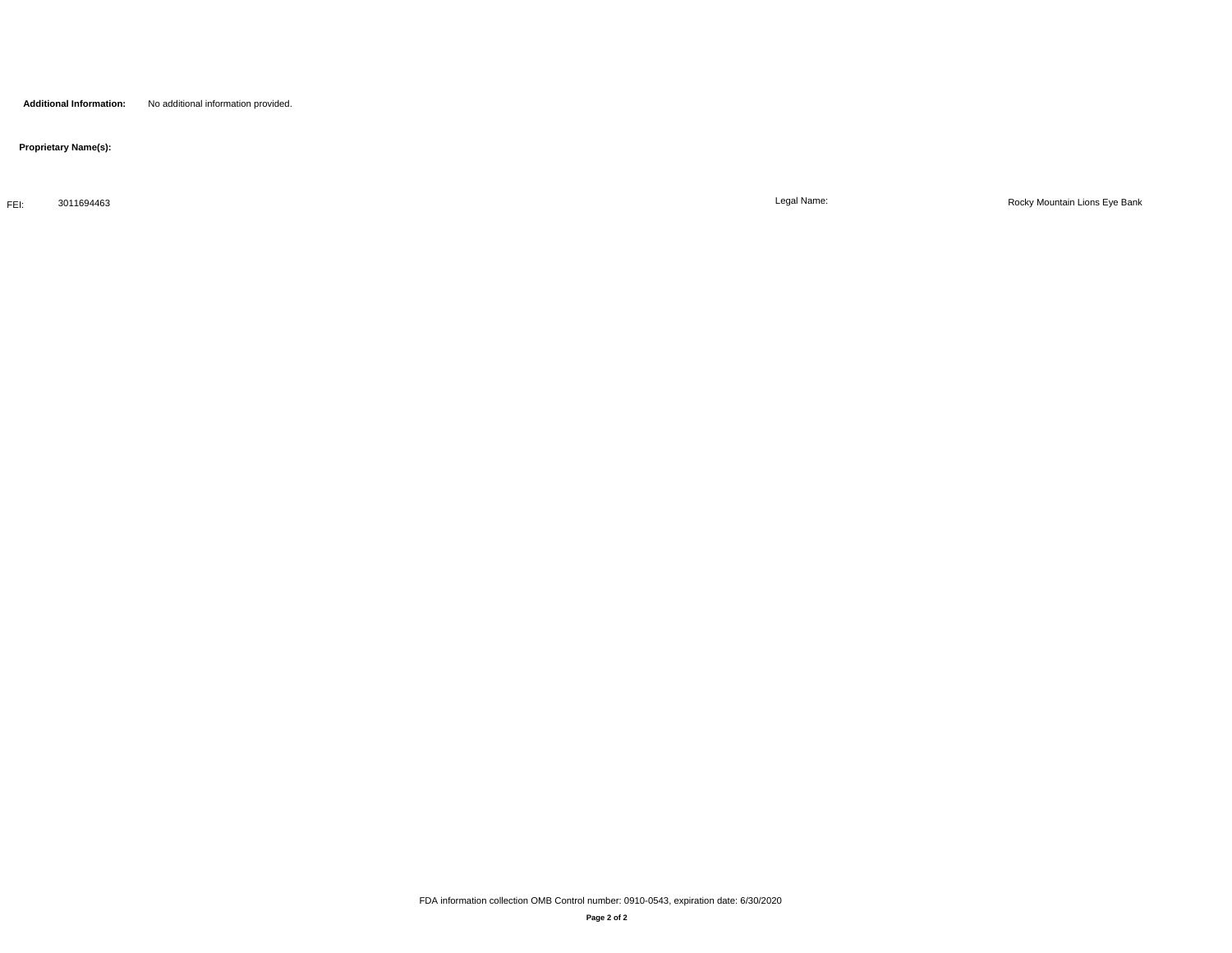**Additional Information:** No additional information provided.

**Proprietary Name(s):**

| FEI: | 3011694463 | Legal Name: | Rocky Mountain Lions Eye Bank |
|---|---|---|---|

FDA information collection OMB Control number: 0910-0543, expiration date: 6/30/2020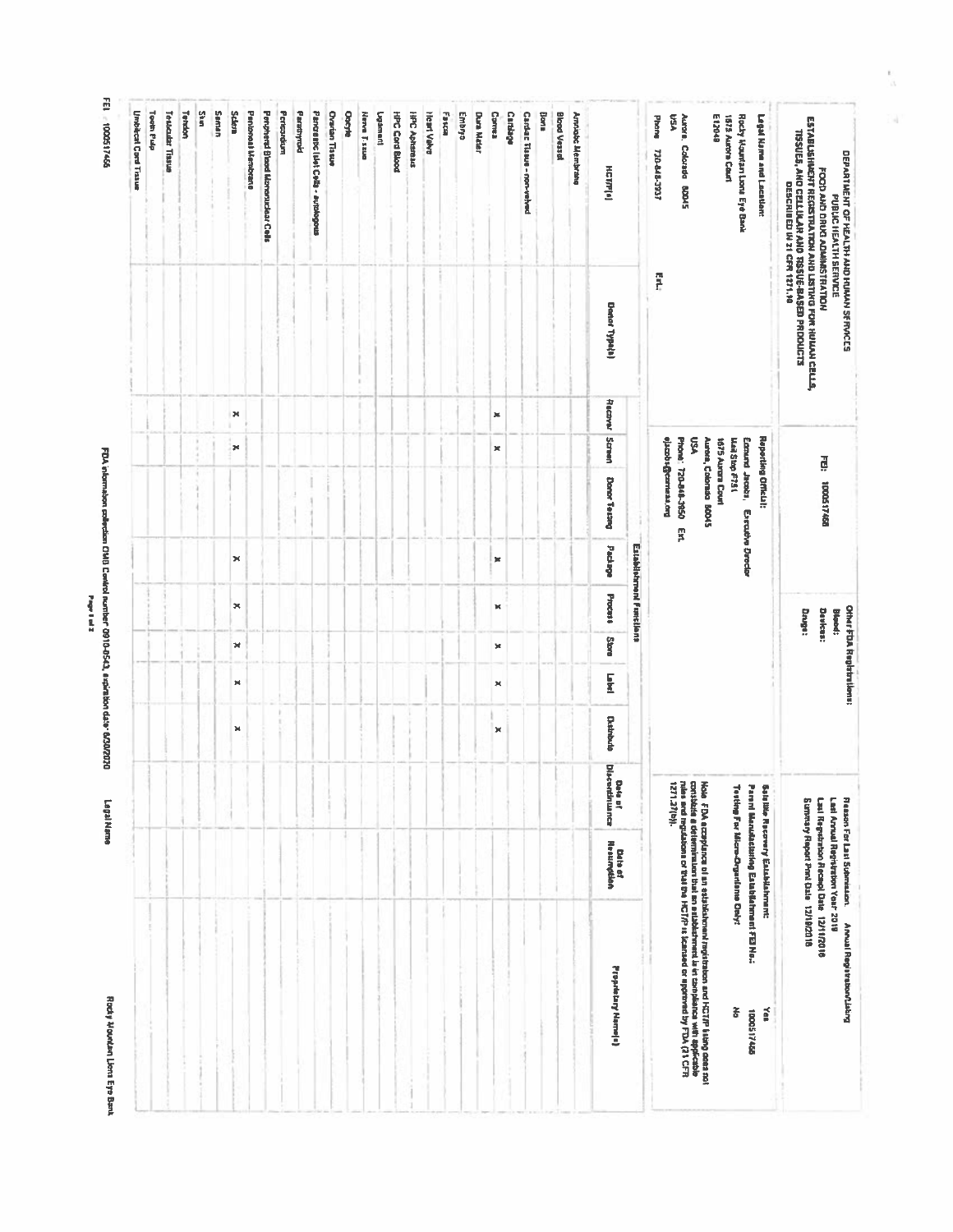# DEPARTMENT OF HEALTH AND HUMAN SERVICES
## PUBLIC HEALTH SERVICE
## FOOD AND DRUG ADMINISTRATION
## ESTABLISHMENT REGISTRATION AND LISTING FOR HUMAN CELLS, TISSUES, AND CELLULAR AND TISSUE-BASED PRODUCTS DESCRIBED IN 21 CFR 1271.10

FEI: 1000517466

**Other FDA Registrations:**
Blood:
Devices:
Drugs:

**Reason For Last Submission:** Annual Registration/Listing
**Last Annual Registration Year:** 2019
**Last Registration Receipt Date:** 12/11/2018
**Summary Report Print Date:** 12/18/2018

**Legal Name and Location:**
Rocky Mountain Lions Eye Bank
1675 Aurora Court
E12048
Aurora, Colorado 80045
USA
Phone 720-848-3937 Ext.

**Reporting Official:**
Edmund Jacobs, Executive Director
Mail Stop F751
1675 Aurora Court
Aurora, Colorado 80045
USA
Phone: 720-848-3950 Ext.
ejacobs@corneas.org

**Satellite Recovery Establishment:** Yes
**Parent Manufacturing Establishment FEI No.:** 1000517466
**Testing For Micro-Organisms Only:** No

Note: FDA acceptance of an establishment registration and HCT/P listing does not constitute a determination that an establishment is in compliance with applicable rules and regulations or that the HCT/P is licensed or approved by FDA (21 CFR 1271.27(b)).

| HCT/P(s) | Donor Type(s) | Recover | Screen | Donor Testing | Package | Process | Store | Label | Distribute | Date of Discontinuance | Date of Reactivation | Proprietary Name(s) |
|---|---|---|---|---|---|---|---|---|---|---|---|---|
| | | Establishment Functions | | | | | | | | | | |
| Amniotic Membrane | | | | | | | | | | | | |
| Blood Vessel | | | | | | | | | | | | |
| Bone | | | | | | | | | | | | |
| Cardiac Tissue - non-valved | | | | | | | | | | | | |
| Cartilage | | | | | | | | | | | | |
| Cornea | | X | X | | X | X | X | X | X | | | |
| Dura Mater | | | | | | | | | | | | |
| Embryo | | | | | | | | | | | | |
| Fascia | | | | | | | | | | | | |
| Heart Valve | | | | | | | | | | | | |
| HPC Apheresis | | | | | | | | | | | | |
| HPC Cord Blood | | | | | | | | | | | | |
| Ligament | | | | | | | | | | | | |
| Nerve Tissue | | | | | | | | | | | | |
| Oocyte | | | | | | | | | | | | |
| Ovarian Tissue | | | | | | | | | | | | |
| Pancreatic Islet Cells - autologous | | | | | | | | | | | | |
| Parathyroid | | | | | | | | | | | | |
| Pericardium | | | | | | | | | | | | |
| Peripheral Blood Mononuclear Cells | | | | | | | | | | | | |
| Peritoneal Membrane | | | | | | | | | | | | |
| Sclera | | X | X | | X | X | X | X | X | | | |
| Semen | | | | | | | | | | | | |
| Skin | | | | | | | | | | | | |
| Tendon | | | | | | | | | | | | |
| Testicular Tissue | | | | | | | | | | | | |
| Tooth Pulp | | | | | | | | | | | | |
| Umbilical Cord Tissue | | | | | | | | | | | | |

FDA information collection OMB Control number 0910-0543, expiration date 6/30/2020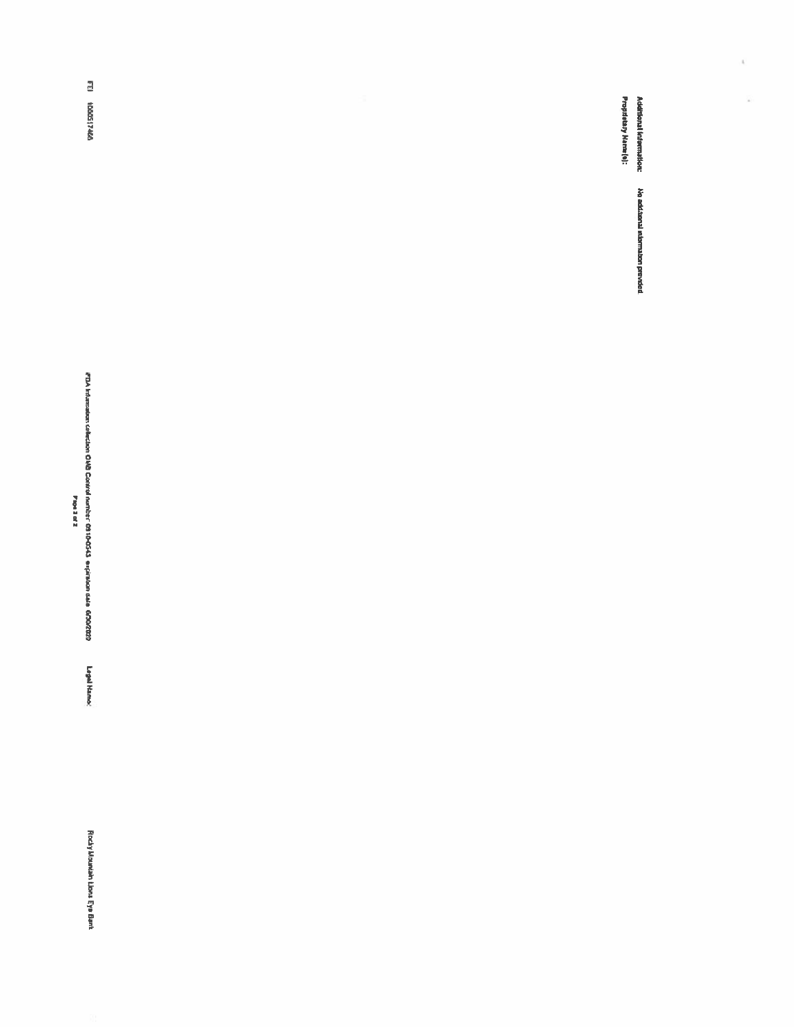**Additional Information:** No additional information provided

**Proprietary Name(s):**

FEI 1000517468

Legal Name: Rocky Mountain Lions Eye Bank

FDA Information collection OMB Control number: 0910-0543 expiration date 6/30/2020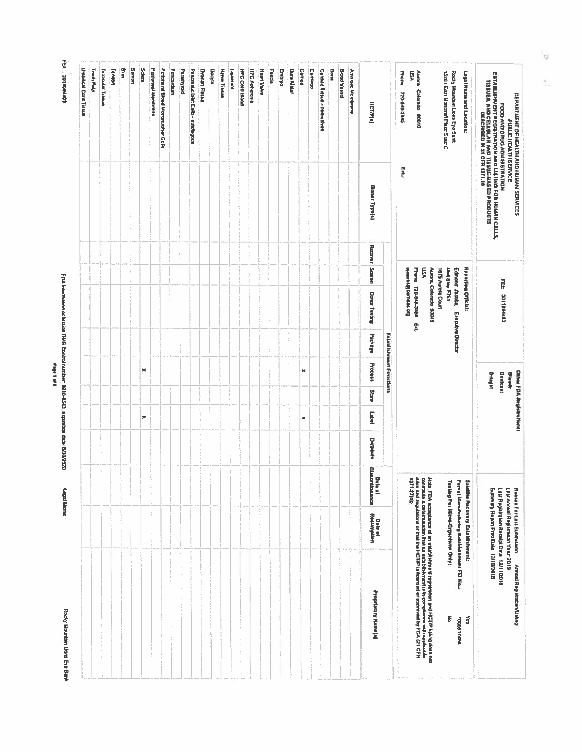# DEPARTMENT OF HEALTH AND HUMAN SERVICES
## PUBLIC HEALTH SERVICE
## FOOD AND DRUG ADMINISTRATION
## ESTABLISHMENT REGISTRATION AND LISTING FOR HUMAN CELLS, TISSUES, AND CELLULAR AND TISSUE-BASED PRODUCTS DESCRIBED IN 21 CFR 1271.10

**Legal Name and Location:**
Rocky Mountain Lions Eye Bank
15201 East Moncrieff Place Suite C
Aurora Colorado 80010
USA
Phone 720-848-3945 Ext.

**FEI:** 3011804463

**Reporting Official:**
Edmund Jacobs, Executive Director
Mail Stop F751
1675 Aurora Court
Aurora, Colorado 80045
USA
Phone 720-848-3850 Ext.
ejacobs@corneas.org

**Other FDA Registrations:**
Blood:
Devices:
Drugs:

**Reason For Last Submission:** Annual Registration/Listing
**Last Annual Registration Year:** 2019
**Last Registration Receipt Date:** 12/11/2018
**Summary Report Print Date:** 12/18/2018

**Satellite Recovery Establishment:** Yes
**Parent Manufacturing Establishment FEI No.:** 1000517466
**Testing For Micro-Organisms Only:** No

Note: FDA acceptance of an establishment registration and HCT/P listing does not constitute a determination that an establishment is in compliance with applicable rules and regulations or that the HCT/P is licensed or approved by FDA (21 CFR 1271.27(b)).

| HCT/P(s) | Donor Type(s) | Establishment Functions | | | | | | | | Date of Discontinuance | Date of Resumption | Proprietary Name(s) |
|---|---|---|---|---|---|---|---|---|---|---|---|---|
| | | Recover | Screen | Donor Testing | Package | Process | Store | Label | Distribute | | | |
| Amniotic Membrane | | | | | | | | | | | | |
| Blood Vessel | | | | | | | | | | | | |
| Bone | | | | | | | | | | | | |
| Cardiac Tissue - non-valved | | | | | | | | | | | | |
| Cartilage | | | | | | | | | | | | |
| Cornea | | | | | | X | | X | | | | |
| Dura Mater | | | | | | | | | | | | |
| Embryo | | | | | | | | | | | | |
| Fascia | | | | | | | | | | | | |
| Heart Valve | | | | | | | | | | | | |
| HPC Apheresis | | | | | | | | | | | | |
| HPC Cord Blood | | | | | | | | | | | | |
| Ligament | | | | | | | | | | | | |
| Nerve Tissue | | | | | | | | | | | | |
| Oocyte | | | | | | | | | | | | |
| Ovarian Tissue | | | | | | | | | | | | |
| Pancreatic Islet Cells - autologous | | | | | | | | | | | | |
| Parathyroid | | | | | | | | | | | | |
| Pericardium | | | | | | | | | | | | |
| Peripheral Blood Mononuclear Cells | | | | | | | | | | | | |
| Peritoneal Membrane | | | | | | | | | | | | |
| Sclera | | | | | | X | | X | | | | |
| Semen | | | | | | | | | | | | |
| Skin | | | | | | | | | | | | |
| Tendon | | | | | | | | | | | | |
| Testicular Tissue | | | | | | | | | | | | |
| Tooth Pulp | | | | | | | | | | | | |
| Umbilical Cord Tissue | | | | | | | | | | | | |

FEI: 3011804463 FDA information collection OMB Control number: 0910-0543 expiration date 8/30/2020 Legal Name Rocky Mountain Lions Eye Bank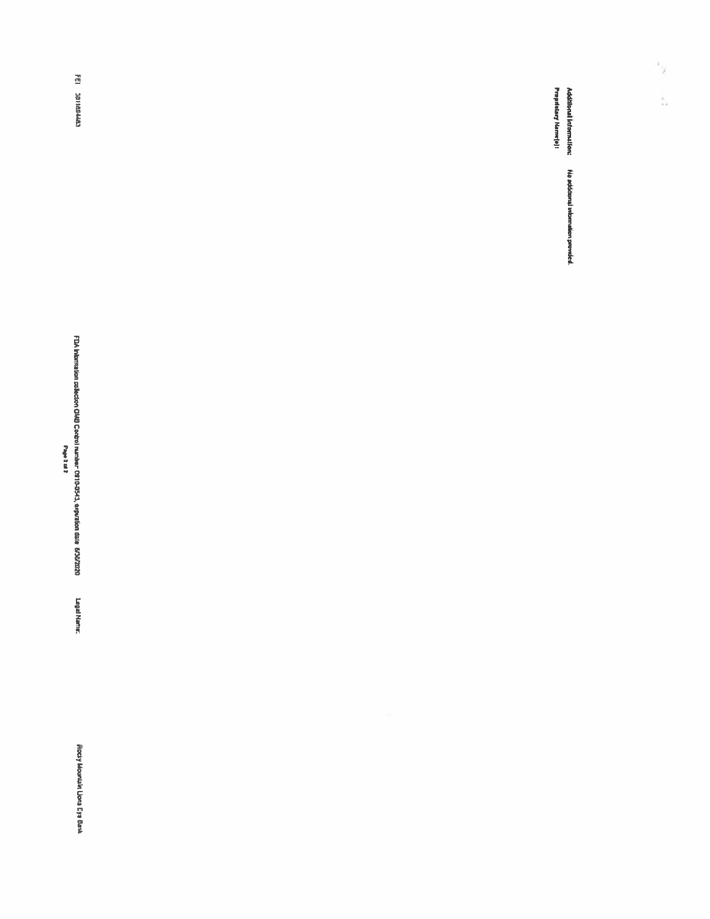**Additional Information:** No additional information provided.

**Proprietary Name(s):**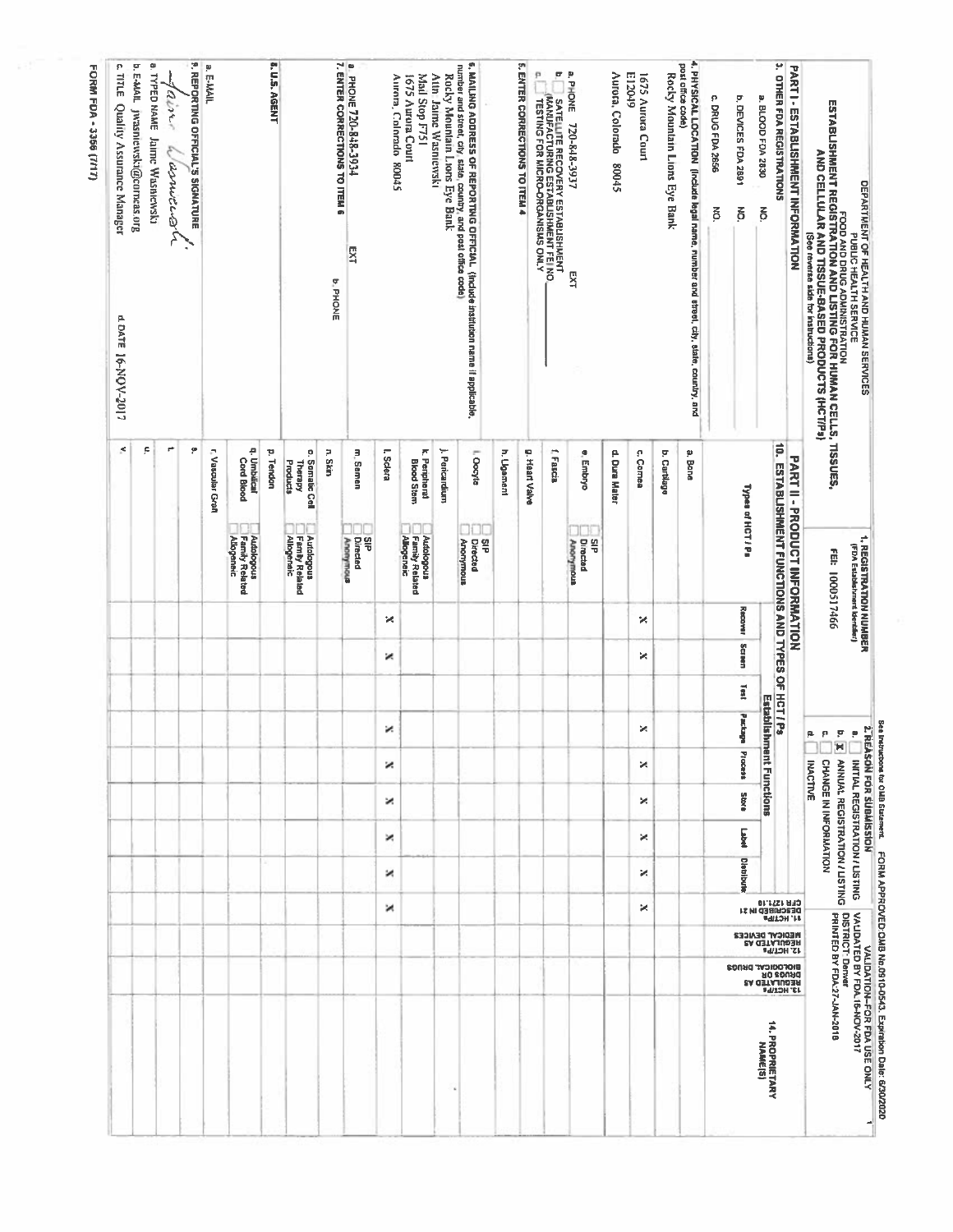See Instructions for OMB Statement. FORM APPROVED: OMB No. 0910-0543. Expiration Date: 6/30/2020

DEPARTMENT OF HEALTH AND HUMAN SERVICES
PUBLIC HEALTH SERVICE
FOOD AND DRUG ADMINISTRATION

# ESTABLISHMENT REGISTRATION AND LISTING FOR HUMAN CELLS, TISSUES, AND CELLULAR AND TISSUE-BASED PRODUCTS (HCT/Ps)

(See reverse side for instructions)

**1. REGISTRATION NUMBER** (FDA Establishment Identifier)
FEI: 1000517466

**2. REASON FOR SUBMISSION**
- a. [ ] INITIAL REGISTRATION / LISTING
- b. [X] ANNUAL REGISTRATION / LISTING
- c. [ ] CHANGE IN INFORMATION
- d. [ ] INACTIVE

**VALIDATION - FOR FDA USE ONLY**
VALIDATED BY FDA-16-NOV-2017
DISTRICT: Denver
PRINTED BY FDA-27-JAN-2018

## PART I - ESTABLISHMENT INFORMATION

**3. OTHER FDA REGISTRATIONS**
- a. BLOOD FDA 2830: NO.
- b. DEVICES FDA 2891: NO.
- c. DRUG FDA 2656: NO.

**4. PHYSICAL LOCATION** (include legal name, number and street, city, state, county, and post office code)
Rocky Mountain Lions Eye Bank
1675 Aurora Court
E12049
Aurora, Colorado 80045

a. PHONE 720-848-3937 EXT
b. [ ] SATELLITE RECOVERY ESTABLISHMENT
c. [ ] MANUFACTURING ESTABLISHMENT FEI NO. ______ TESTING FOR MICRO-ORGANISMS ONLY

**5. ENTER CORRECTIONS TO ITEM 4**

**6. MAILING ADDRESS OF REPORTING OFFICIAL** (include institution name if applicable, number and street, city, state, county, and post office code)
Rocky Mountain Lions Eye Bank
Attn: Jaime Wasniewski
Mail Stop F751
1675 Aurora Court
Aurora, Colorado 80045

a. PHONE 720-848-3934 EXT

**7. ENTER CORRECTIONS TO ITEM 6**
b. PHONE

**8. U.S. AGENT**

a. E-MAIL

**9. REPORTING OFFICIAL'S SIGNATURE**

a. TYPED NAME Jaime Wasniewski
b. E-MAIL jwasniewski@corneas.org
c. TITLE Quality Assurance Manager
d. DATE 16-NOV-2017

## PART II - PRODUCT INFORMATION

**10. ESTABLISHMENT FUNCTIONS AND TYPES OF HCT/Ps**

| Types of HCT/Ps | | Recover | Screen | Test | Package | Process | Store | Label | Distribute | 11. HCT/Ps DESCRIBED IN 21 CFR 1271.10 | 12. HCT/Ps REGULATED AS MEDICAL DEVICES | 13. HCT/Ps REGULATED AS DRUGS OR BIOLOGICAL DRUGS | 14. PROPRIETARY NAME(S) |
|---|---|---|---|---|---|---|---|---|---|---|---|---|---|
| a. Bone | | | | | | | | | | | | | |
| b. Cartilage | | | | | | | | | | | | | |
| c. Cornea | | X | X | | X | X | X | X | X | X | | | |
| d. Dura Mater | | | | | | | | | | | | | |
| e. Embryo | SIP / Directed / Anonymous | | | | | | | | | | | | |
| f. Fascia | | | | | | | | | | | | | |
| g. Heart Valve | | | | | | | | | | | | | |
| h. Ligament | | | | | | | | | | | | | |
| i. Oocyte | SIP / Directed / Anonymous | | | | | | | | | | | | |
| j. Pericardium | | | | | | | | | | | | | |
| k. Peripheral Blood Stem | Autologous / Family Related / Allogeneic | | | | | | | | | | | | |
| l. Sclera | | X | X | | X | X | X | X | X | X | | | |
| m. Semen | SIP / Directed / Anonymous | | | | | | | | | | | | |
| n. Skin | | | | | | | | | | | | | |
| o. Somatic Cell Therapy Products | Autologous / Family Related / Allogeneic | | | | | | | | | | | | |
| p. Tendon | | | | | | | | | | | | | |
| q. Umbilical Cord Blood | Autologous / Family Related / Allogeneic | | | | | | | | | | | | |
| r. Vascular Graft | | | | | | | | | | | | | |
| s. | | | | | | | | | | | | | |
| t. | | | | | | | | | | | | | |
| u. | | | | | | | | | | | | | |
| v. | | | | | | | | | | | | | |

FORM FDA 3356 (7/17)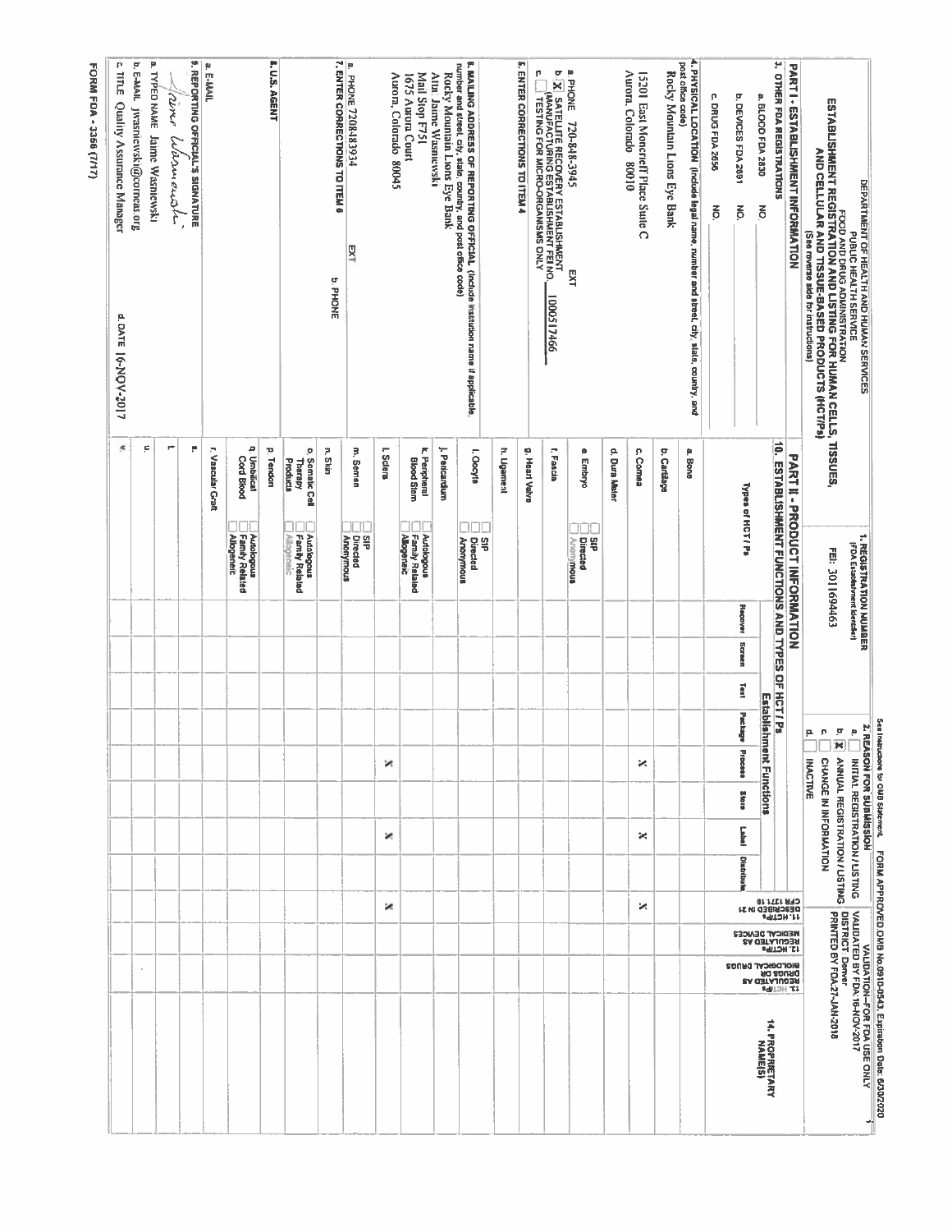See instructions for OMB Statement. FORM APPROVED OMB No.0910-0543, Expiration Date: 6/30/2020

DEPARTMENT OF HEALTH AND HUMAN SERVICES
PUBLIC HEALTH SERVICE
FOOD AND DRUG ADMINISTRATION

# ESTABLISHMENT REGISTRATION AND LISTING FOR HUMAN CELLS, TISSUES, AND CELLULAR AND TISSUE-BASED PRODUCTS (HCT/Ps)

(See reverse side for instructions)

**1. REGISTRATION NUMBER** (FDA Establishment Identifier)
FEI: 3011694463

**2. REASON FOR SUBMISSION**
a. [ ] INITIAL REGISTRATION / LISTING
b. [X] ANNUAL REGISTRATION / LISTING
c. [ ] CHANGE IN INFORMATION
d. [ ] INACTIVE

**VALIDATION—FOR FDA USE ONLY**
VALIDATED BY FDA: 16-NOV-2017
DISTRICT: Denver
PRINTED BY FDA: 27-JAN-2018

## PART I - ESTABLISHMENT INFORMATION

**3. OTHER FDA REGISTRATIONS**
a. BLOOD FDA 2830 NO.
b. DEVICES FDA 2891 NO.
c. DRUG FDA 2656 NO.

**4. PHYSICAL LOCATION** (include legal name, number and street, city, state, country, and post office code)
Rocky Mountain Lions Eye Bank
15201 East Moncrieff Place Suite C
Aurora, Colorado 80010

a. PHONE 720-848-3945 EXT
b. [X] SATELLITE RECOVERY ESTABLISHMENT (MANUFACTURING ESTABLISHMENT FEI NO. 1000517466
c. [ ] TESTING FOR MICRO-ORGANISMS ONLY

**5. ENTER CORRECTIONS TO ITEM 4**

**6. MAILING ADDRESS OF REPORTING OFFICIAL** (include institution name if applicable, number and street, city, state, country, and post office code)
Rocky Mountain Lions Eye Bank
Attn: Jaime Wasniewski
Mail Stop F751
1675 Aurora Court
Aurora, Colorado 80045

a. PHONE 7208483934 EXT

**7. ENTER CORRECTIONS TO ITEM 6**
b. PHONE

**8. U.S. AGENT**

a. E-MAIL

**9. REPORTING OFFICIAL'S SIGNATURE**
Jaime Wasniewski
a. TYPED NAME Jaime Wasniewski
b. E-MAIL jwasniewski@corneas.org
c. TITLE Quality Assurance Manager
d. DATE 16-NOV-2017

## PART II - PRODUCT INFORMATION

**10. ESTABLISHMENT FUNCTIONS AND TYPES OF HCT/Ps**

| Types of HCT/Ps | Recover | Screen | Test | Package | Process | Store | Label | Distribute | 11. HCT/Ps DESCRIBED IN 21 CFR 1271.10 | 12. HCT/Ps REGULATED AS MEDICAL DEVICES | 13. HCT/Ps REGULATED AS DRUGS OR BIOLOGICAL DRUGS | 14. PROPRIETARY NAME(S) |
|---|---|---|---|---|---|---|---|---|---|---|---|---|
| a. Bone | | | | | | | | | | | | |
| b. Cartilage | | | | | | | | | | | | |
| c. Cornea | | | | | X | | X | | X | | | |
| d. Dura Mater | | | | | | | | | | | | |
| e. Embryo [ ] SIP [ ] Directed [ ] Anonymous | | | | | | | | | | | | |
| f. Fascia | | | | | | | | | | | | |
| g. Heart Valve | | | | | | | | | | | | |
| h. Ligament | | | | | | | | | | | | |
| i. Oocyte [ ] SIP [ ] Directed [ ] Anonymous | | | | | | | | | | | | |
| j. Pericardium | | | | | | | | | | | | |
| k. Peripheral Blood Stem [ ] Autologous [ ] Family Related [ ] Allogeneic | | | | | | | | | | | | |
| l. Sclera | | | | | X | | X | | X | | | |
| m. Semen [ ] SIP [ ] Directed [ ] Anonymous | | | | | | | | | | | | |
| n. Skin | | | | | | | | | | | | |
| o. Somatic Cell Therapy Products [ ] Autologous [ ] Family Related [ ] Allogeneic | | | | | | | | | | | | |
| p. Tendon | | | | | | | | | | | | |
| q. Umbilical Cord Blood [ ] Autologous [ ] Family Related [ ] Allogeneic | | | | | | | | | | | | |
| r. Vascular Graft | | | | | | | | | | | | |
| s. | | | | | | | | | | | | |
| t. | | | | | | | | | | | | |
| u. | | | | | | | | | | | | |
| v. | | | | | | | | | | | | |

FORM FDA - 3356 (7/17)